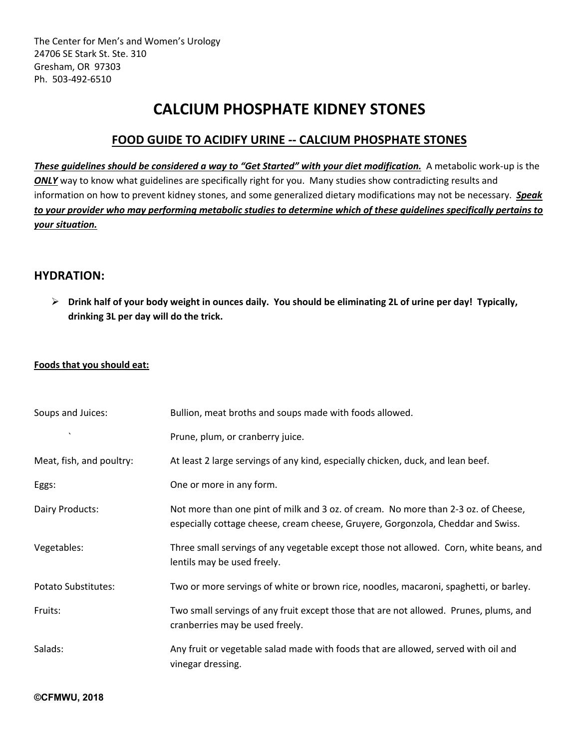The Center for Men's and Women's Urology
24706 SE Stark St. Ste. 310
Gresham, OR 97303
Ph. 503-492-6510

# CALCIUM PHOSPHATE KIDNEY STONES

## FOOD GUIDE TO ACIDIFY URINE -- CALCIUM PHOSPHATE STONES

***These guidelines should be considered a way to "Get Started" with your diet modification.*** A metabolic work-up is the ***ONLY*** way to know what guidelines are specifically right for you. Many studies show contradicting results and information on how to prevent kidney stones, and some generalized dietary modifications may not be necessary. ***Speak to your provider who may performing metabolic studies to determine which of these guidelines specifically pertains to your situation.***

### HYDRATION:

- **Drink half of your body weight in ounces daily. You should be eliminating 2L of urine per day! Typically, drinking 3L per day will do the trick.**

**Foods that you should eat:**

| | |
|---|---|
| Soups and Juices: | Bullion, meat broths and soups made with foods allowed. |
| ` | Prune, plum, or cranberry juice. |
| Meat, fish, and poultry: | At least 2 large servings of any kind, especially chicken, duck, and lean beef. |
| Eggs: | One or more in any form. |
| Dairy Products: | Not more than one pint of milk and 3 oz. of cream. No more than 2-3 oz. of Cheese, especially cottage cheese, cream cheese, Gruyere, Gorgonzola, Cheddar and Swiss. |
| Vegetables: | Three small servings of any vegetable except those not allowed. Corn, white beans, and lentils may be used freely. |
| Potato Substitutes: | Two or more servings of white or brown rice, noodles, macaroni, spaghetti, or barley. |
| Fruits: | Two small servings of any fruit except those that are not allowed. Prunes, plums, and cranberries may be used freely. |
| Salads: | Any fruit or vegetable salad made with foods that are allowed, served with oil and vinegar dressing. |

©CFMWU, 2018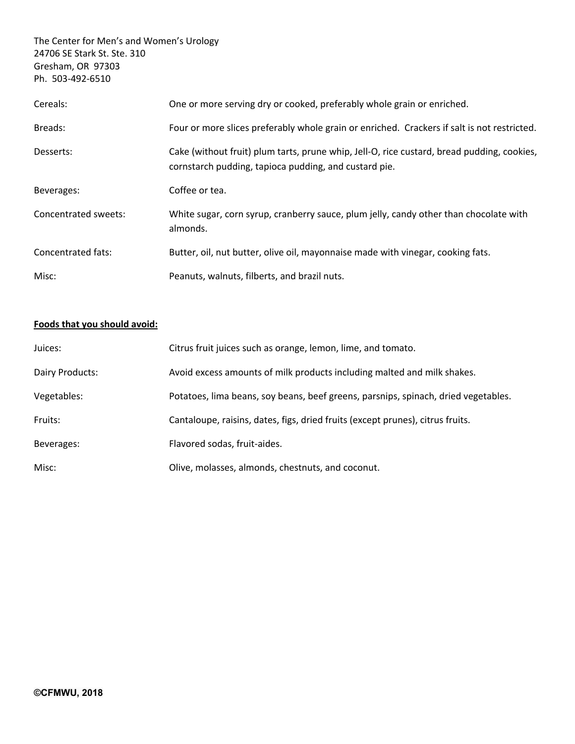The Center for Men's and Women's Urology
24706 SE Stark St. Ste. 310
Gresham, OR 97303
Ph. 503-492-6510

| | |
|---|---|
| Cereals: | One or more serving dry or cooked, preferably whole grain or enriched. |
| Breads: | Four or more slices preferably whole grain or enriched. Crackers if salt is not restricted. |
| Desserts: | Cake (without fruit) plum tarts, prune whip, Jell-O, rice custard, bread pudding, cookies, cornstarch pudding, tapioca pudding, and custard pie. |
| Beverages: | Coffee or tea. |
| Concentrated sweets: | White sugar, corn syrup, cranberry sauce, plum jelly, candy other than chocolate with almonds. |
| Concentrated fats: | Butter, oil, nut butter, olive oil, mayonnaise made with vinegar, cooking fats. |
| Misc: | Peanuts, walnuts, filberts, and brazil nuts. |

**Foods that you should avoid:**

| | |
|---|---|
| Juices: | Citrus fruit juices such as orange, lemon, lime, and tomato. |
| Dairy Products: | Avoid excess amounts of milk products including malted and milk shakes. |
| Vegetables: | Potatoes, lima beans, soy beans, beef greens, parsnips, spinach, dried vegetables. |
| Fruits: | Cantaloupe, raisins, dates, figs, dried fruits (except prunes), citrus fruits. |
| Beverages: | Flavored sodas, fruit-aides. |
| Misc: | Olive, molasses, almonds, chestnuts, and coconut. |

**©CFMWU, 2018**